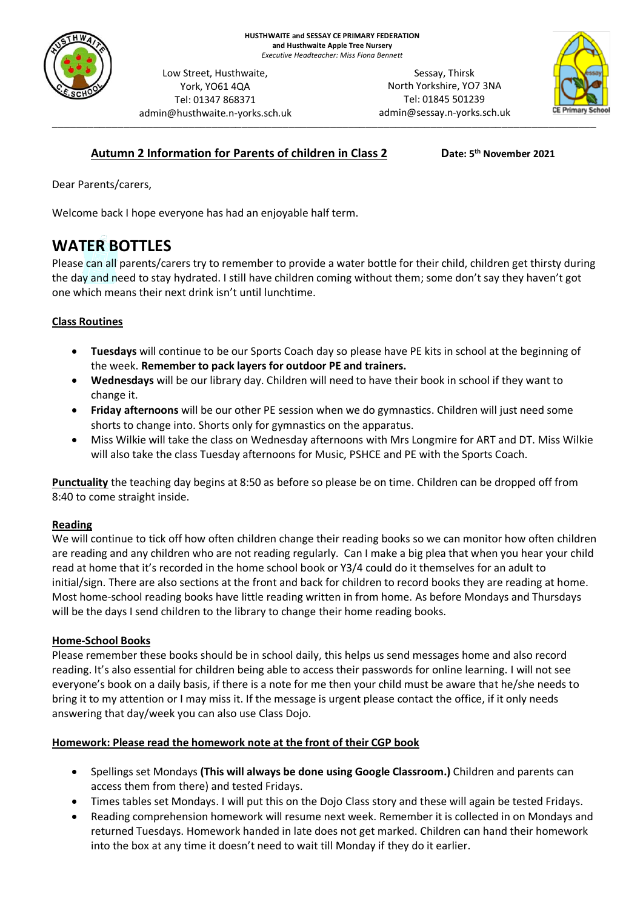**HUSTHWAITE and SESSAY CE PRIMARY FEDERATION**
**and Husthwaite Apple Tree Nursery**
*Executive Headteacher: Miss Fiona Bennett*

Low Street, Husthwaite,
York, YO61 4QA
Tel: 01347 868371
admin@husthwaite.n-yorks.sch.uk

Sessay, Thirsk
North Yorkshire, YO7 3NA
Tel: 01845 501239
admin@sessay.n-yorks.sch.uk

**Autumn 2 Information for Parents of children in Class 2** **Date: 5th November 2021**

Dear Parents/carers,

Welcome back I hope everyone has had an enjoyable half term.

# WATER BOTTLES

Please can all parents/carers try to remember to provide a water bottle for their child, children get thirsty during the day and need to stay hydrated. I still have children coming without them; some don't say they haven't got one which means their next drink isn't until lunchtime.

**Class Routines**

- **Tuesdays** will continue to be our Sports Coach day so please have PE kits in school at the beginning of the week. **Remember to pack layers for outdoor PE and trainers.**
- **Wednesdays** will be our library day. Children will need to have their book in school if they want to change it.
- **Friday afternoons** will be our other PE session when we do gymnastics. Children will just need some shorts to change into. Shorts only for gymnastics on the apparatus.
- Miss Wilkie will take the class on Wednesday afternoons with Mrs Longmire for ART and DT. Miss Wilkie will also take the class Tuesday afternoons for Music, PSHCE and PE with the Sports Coach.

**Punctuality** the teaching day begins at 8:50 as before so please be on time. Children can be dropped off from 8:40 to come straight inside.

**Reading**

We will continue to tick off how often children change their reading books so we can monitor how often children are reading and any children who are not reading regularly. Can I make a big plea that when you hear your child read at home that it's recorded in the home school book or Y3/4 could do it themselves for an adult to initial/sign. There are also sections at the front and back for children to record books they are reading at home. Most home-school reading books have little reading written in from home. As before Mondays and Thursdays will be the days I send children to the library to change their home reading books.

**Home-School Books**

Please remember these books should be in school daily, this helps us send messages home and also record reading. It's also essential for children being able to access their passwords for online learning. I will not see everyone's book on a daily basis, if there is a note for me then your child must be aware that he/she needs to bring it to my attention or I may miss it. If the message is urgent please contact the office, if it only needs answering that day/week you can also use Class Dojo.

**Homework: Please read the homework note at the front of their CGP book**

- Spellings set Mondays **(This will always be done using Google Classroom.)** Children and parents can access them from there) and tested Fridays.
- Times tables set Mondays. I will put this on the Dojo Class story and these will again be tested Fridays.
- Reading comprehension homework will resume next week. Remember it is collected in on Mondays and returned Tuesdays. Homework handed in late does not get marked. Children can hand their homework into the box at any time it doesn't need to wait till Monday if they do it earlier.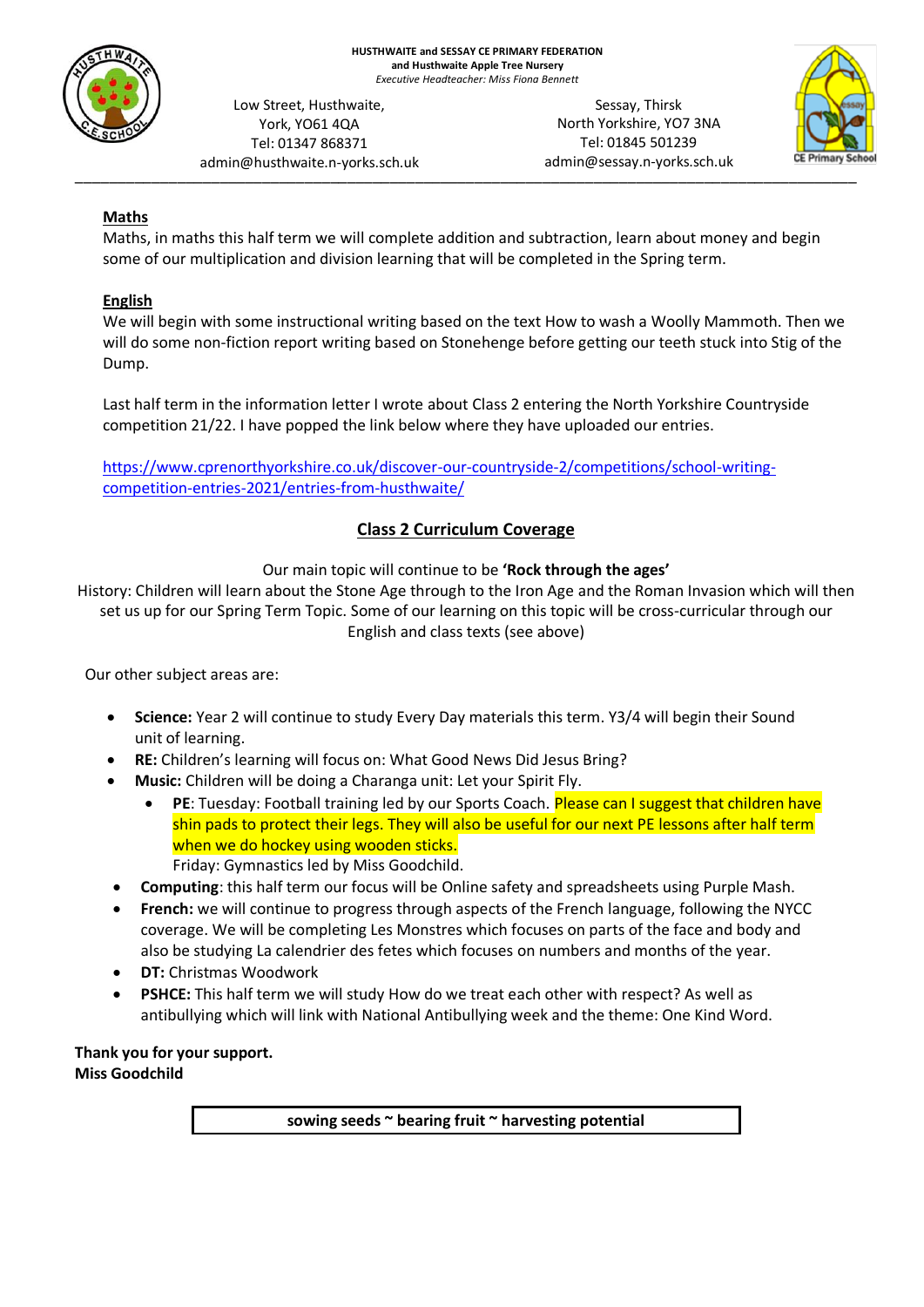**HUSTHWAITE and SESSAY CE PRIMARY FEDERATION**
**and Husthwaite Apple Tree Nursery**
*Executive Headteacher: Miss Fiona Bennett*

Low Street, Husthwaite,
York, YO61 4QA
Tel: 01347 868371
admin@husthwaite.n-yorks.sch.uk

Sessay, Thirsk
North Yorkshire, YO7 3NA
Tel: 01845 501239
admin@sessay.n-yorks.sch.uk

---

**Maths**

Maths, in maths this half term we will complete addition and subtraction, learn about money and begin some of our multiplication and division learning that will be completed in the Spring term.

**English**

We will begin with some instructional writing based on the text How to wash a Woolly Mammoth. Then we will do some non-fiction report writing based on Stonehenge before getting our teeth stuck into Stig of the Dump.

Last half term in the information letter I wrote about Class 2 entering the North Yorkshire Countryside competition 21/22. I have popped the link below where they have uploaded our entries.

[https://www.cprenorthyorkshire.co.uk/discover-our-countryside-2/competitions/school-writing-competition-entries-2021/entries-from-husthwaite/](https://www.cprenorthyorkshire.co.uk/discover-our-countryside-2/competitions/school-writing-competition-entries-2021/entries-from-husthwaite/)

## Class 2 Curriculum Coverage

Our main topic will continue to be **'Rock through the ages'**

History: Children will learn about the Stone Age through to the Iron Age and the Roman Invasion which will then set us up for our Spring Term Topic. Some of our learning on this topic will be cross-curricular through our English and class texts (see above)

Our other subject areas are:

- **Science:** Year 2 will continue to study Every Day materials this term. Y3/4 will begin their Sound unit of learning.
- **RE:** Children's learning will focus on: What Good News Did Jesus Bring?
- **Music:** Children will be doing a Charanga unit: Let your Spirit Fly.
  - **PE**: Tuesday: Football training led by our Sports Coach. Please can I suggest that children have shin pads to protect their legs. They will also be useful for our next PE lessons after half term when we do hockey using wooden sticks.
    Friday: Gymnastics led by Miss Goodchild.
- **Computing**: this half term our focus will be Online safety and spreadsheets using Purple Mash.
- **French:** we will continue to progress through aspects of the French language, following the NYCC coverage. We will be completing Les Monstres which focuses on parts of the face and body and also be studying La calendrier des fetes which focuses on numbers and months of the year.
- **DT:** Christmas Woodwork
- **PSHCE:** This half term we will study How do we treat each other with respect? As well as antibullying which will link with National Antibullying week and the theme: One Kind Word.

**Thank you for your support.**
**Miss Goodchild**

**sowing seeds ~ bearing fruit ~ harvesting potential**